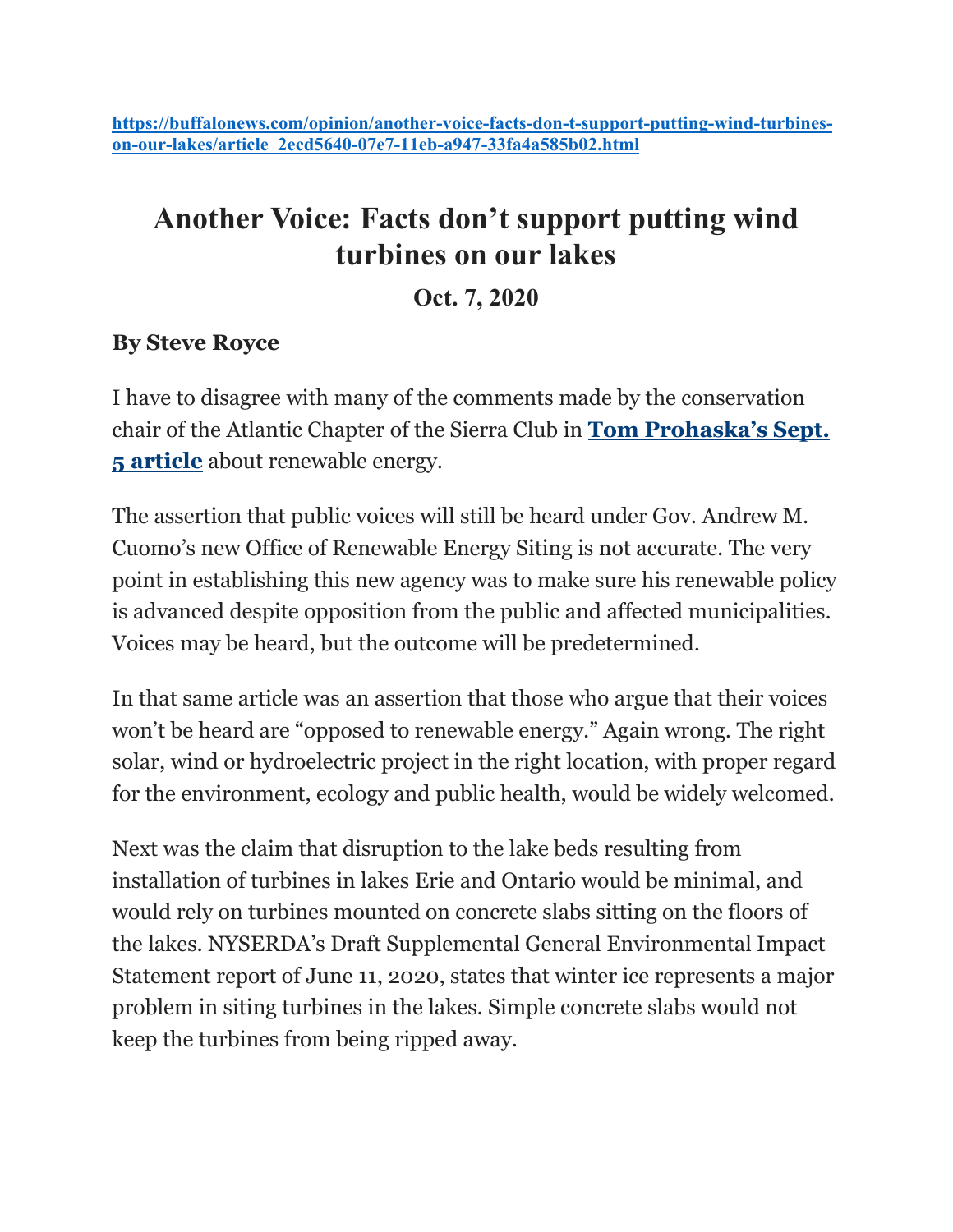https://buffalonews.com/opinion/another-voice-facts-don-t-support-putting-wind-turbines-on-our-lakes/article_2ecd5640-07e7-11eb-a947-33fa4a585b02.html

# Another Voice: Facts don't support putting wind turbines on our lakes

**Oct. 7, 2020**

**By Steve Royce**

I have to disagree with many of the comments made by the conservation chair of the Atlantic Chapter of the Sierra Club in **Tom Prohaska's Sept. 5 article** about renewable energy.

The assertion that public voices will still be heard under Gov. Andrew M. Cuomo's new Office of Renewable Energy Siting is not accurate. The very point in establishing this new agency was to make sure his renewable policy is advanced despite opposition from the public and affected municipalities. Voices may be heard, but the outcome will be predetermined.

In that same article was an assertion that those who argue that their voices won't be heard are "opposed to renewable energy." Again wrong. The right solar, wind or hydroelectric project in the right location, with proper regard for the environment, ecology and public health, would be widely welcomed.

Next was the claim that disruption to the lake beds resulting from installation of turbines in lakes Erie and Ontario would be minimal, and would rely on turbines mounted on concrete slabs sitting on the floors of the lakes. NYSERDA's Draft Supplemental General Environmental Impact Statement report of June 11, 2020, states that winter ice represents a major problem in siting turbines in the lakes. Simple concrete slabs would not keep the turbines from being ripped away.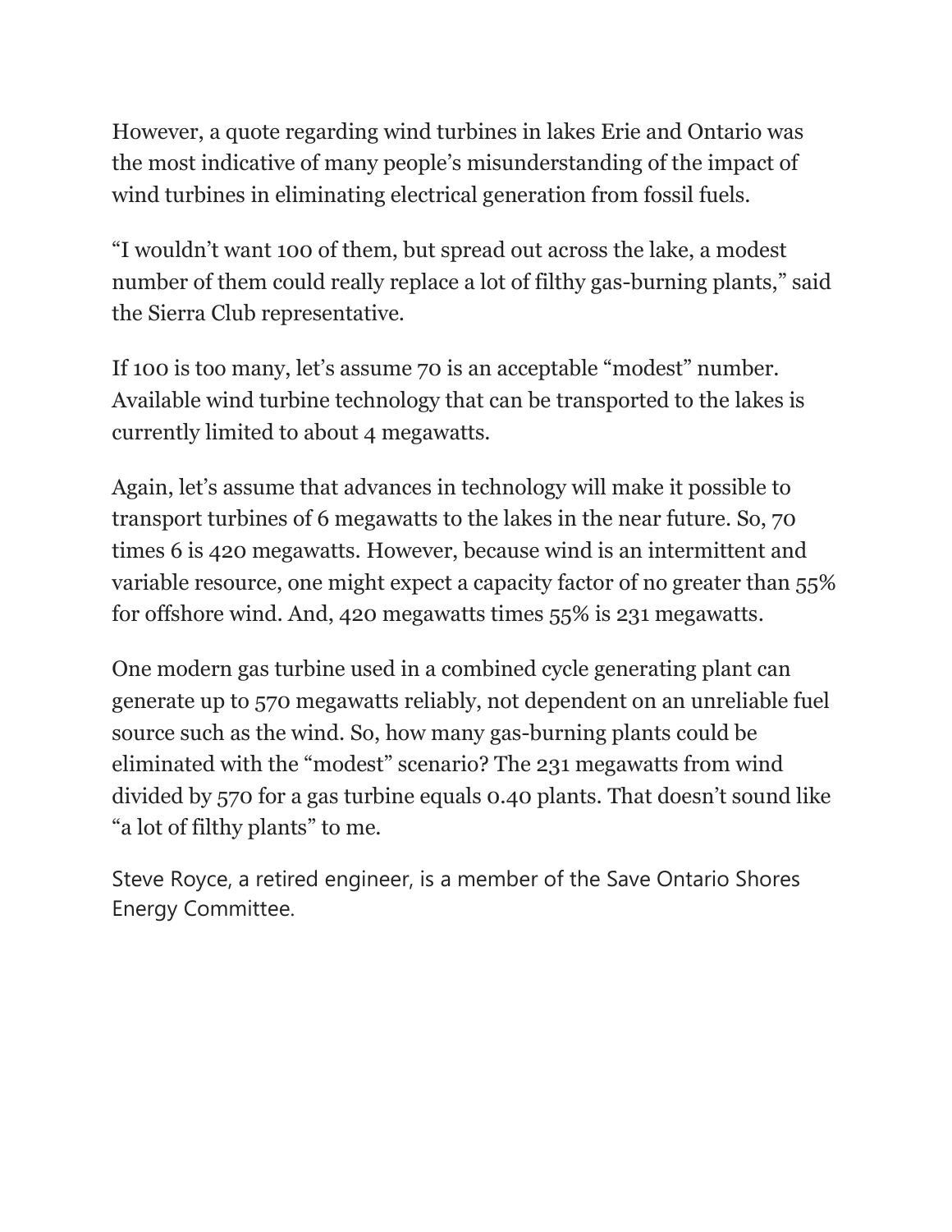However, a quote regarding wind turbines in lakes Erie and Ontario was the most indicative of many people's misunderstanding of the impact of wind turbines in eliminating electrical generation from fossil fuels.

"I wouldn't want 100 of them, but spread out across the lake, a modest number of them could really replace a lot of filthy gas-burning plants," said the Sierra Club representative.

If 100 is too many, let's assume 70 is an acceptable "modest" number. Available wind turbine technology that can be transported to the lakes is currently limited to about 4 megawatts.

Again, let's assume that advances in technology will make it possible to transport turbines of 6 megawatts to the lakes in the near future. So, 70 times 6 is 420 megawatts. However, because wind is an intermittent and variable resource, one might expect a capacity factor of no greater than 55% for offshore wind. And, 420 megawatts times 55% is 231 megawatts.

One modern gas turbine used in a combined cycle generating plant can generate up to 570 megawatts reliably, not dependent on an unreliable fuel source such as the wind. So, how many gas-burning plants could be eliminated with the "modest" scenario? The 231 megawatts from wind divided by 570 for a gas turbine equals 0.40 plants. That doesn't sound like "a lot of filthy plants" to me.

Steve Royce, a retired engineer, is a member of the Save Ontario Shores Energy Committee.